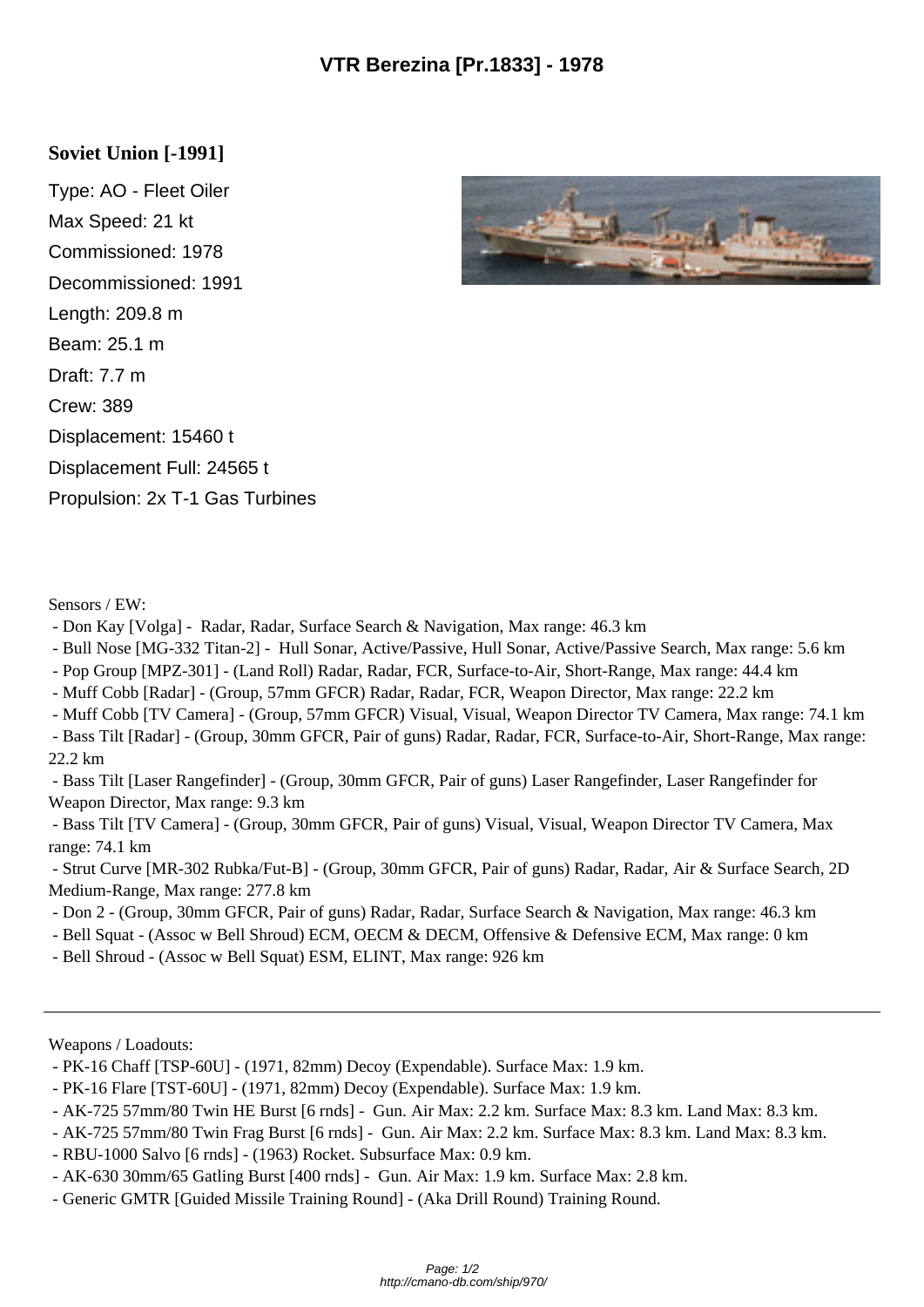# VTR Berezina [Pr.1833] - 1978

## Soviet Union [-1991]

Type: AO - Fleet Oiler

Max Speed: 21 kt

Commissioned: 1978

Decommissioned: 1991

Length: 209.8 m

Beam: 25.1 m

Draft: 7.7 m

Crew: 389

Displacement: 15460 t

Displacement Full: 24565 t

Propulsion: 2x T-1 Gas Turbines

Sensors / EW:

- Don Kay [Volga] - Radar, Radar, Surface Search & Navigation, Max range: 46.3 km
- Bull Nose [MG-332 Titan-2] - Hull Sonar, Active/Passive, Hull Sonar, Active/Passive Search, Max range: 5.6 km
- Pop Group [MPZ-301] - (Land Roll) Radar, Radar, FCR, Surface-to-Air, Short-Range, Max range: 44.4 km
- Muff Cobb [Radar] - (Group, 57mm GFCR) Radar, Radar, FCR, Weapon Director, Max range: 22.2 km
- Muff Cobb [TV Camera] - (Group, 57mm GFCR) Visual, Visual, Weapon Director TV Camera, Max range: 74.1 km
- Bass Tilt [Radar] - (Group, 30mm GFCR, Pair of guns) Radar, Radar, FCR, Surface-to-Air, Short-Range, Max range: 22.2 km
- Bass Tilt [Laser Rangefinder] - (Group, 30mm GFCR, Pair of guns) Laser Rangefinder, Laser Rangefinder for Weapon Director, Max range: 9.3 km
- Bass Tilt [TV Camera] - (Group, 30mm GFCR, Pair of guns) Visual, Visual, Weapon Director TV Camera, Max range: 74.1 km
- Strut Curve [MR-302 Rubka/Fut-B] - (Group, 30mm GFCR, Pair of guns) Radar, Radar, Air & Surface Search, 2D Medium-Range, Max range: 277.8 km
- Don 2 - (Group, 30mm GFCR, Pair of guns) Radar, Radar, Surface Search & Navigation, Max range: 46.3 km
- Bell Squat - (Assoc w Bell Shroud) ECM, OECM & DECM, Offensive & Defensive ECM, Max range: 0 km
- Bell Shroud - (Assoc w Bell Squat) ESM, ELINT, Max range: 926 km

---

Weapons / Loadouts:

- PK-16 Chaff [TSP-60U] - (1971, 82mm) Decoy (Expendable). Surface Max: 1.9 km.
- PK-16 Flare [TST-60U] - (1971, 82mm) Decoy (Expendable). Surface Max: 1.9 km.
- AK-725 57mm/80 Twin HE Burst [6 rnds] - Gun. Air Max: 2.2 km. Surface Max: 8.3 km. Land Max: 8.3 km.
- AK-725 57mm/80 Twin Frag Burst [6 rnds] - Gun. Air Max: 2.2 km. Surface Max: 8.3 km. Land Max: 8.3 km.
- RBU-1000 Salvo [6 rnds] - (1963) Rocket. Subsurface Max: 0.9 km.
- AK-630 30mm/65 Gatling Burst [400 rnds] - Gun. Air Max: 1.9 km. Surface Max: 2.8 km.
- Generic GMTR [Guided Missile Training Round] - (Aka Drill Round) Training Round.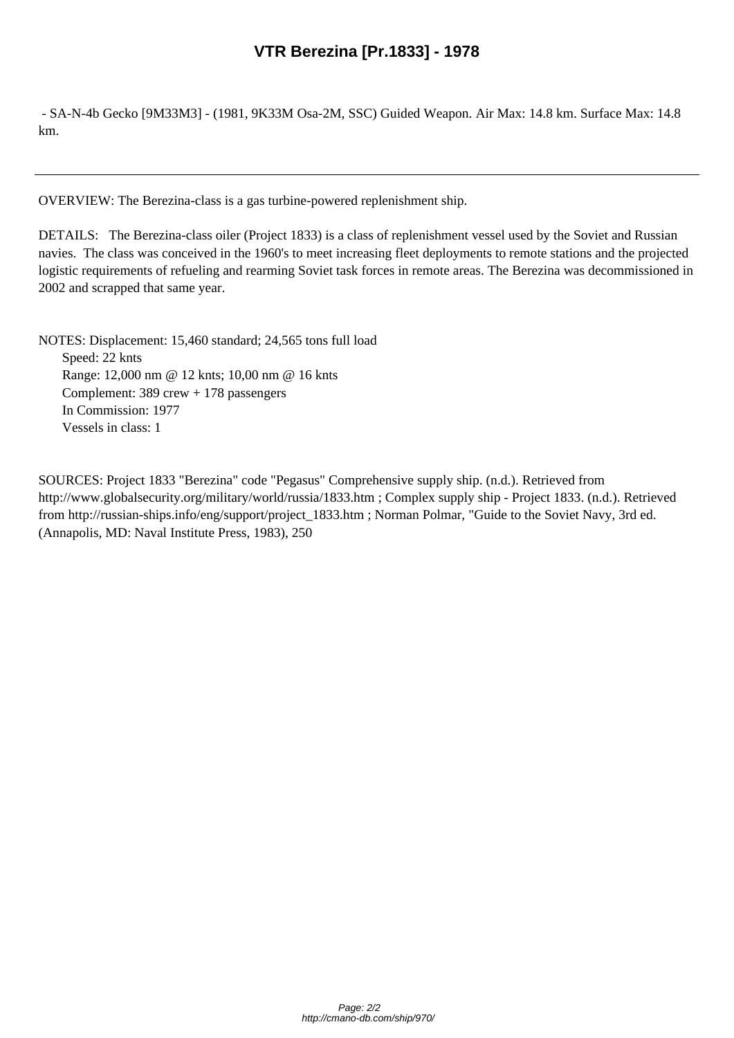- SA-N-4b Gecko [9M33M3] - (1981, 9K33M Osa-2M, SSC) Guided Weapon. Air Max: 14.8 km. Surface Max: 14.8 km.

---

OVERVIEW: The Berezina-class is a gas turbine-powered replenishment ship.

DETAILS: The Berezina-class oiler (Project 1833) is a class of replenishment vessel used by the Soviet and Russian navies. The class was conceived in the 1960's to meet increasing fleet deployments to remote stations and the projected logistic requirements of refueling and rearming Soviet task forces in remote areas. The Berezina was decommissioned in 2002 and scrapped that same year.

NOTES: Displacement: 15,460 standard; 24,565 tons full load
Speed: 22 knts
Range: 12,000 nm @ 12 knts; 10,00 nm @ 16 knts
Complement: 389 crew + 178 passengers
In Commission: 1977
Vessels in class: 1

SOURCES: Project 1833 "Berezina" code "Pegasus" Comprehensive supply ship. (n.d.). Retrieved from http://www.globalsecurity.org/military/world/russia/1833.htm ; Complex supply ship - Project 1833. (n.d.). Retrieved from http://russian-ships.info/eng/support/project_1833.htm ; Norman Polmar, "Guide to the Soviet Navy, 3rd ed. (Annapolis, MD: Naval Institute Press, 1983), 250